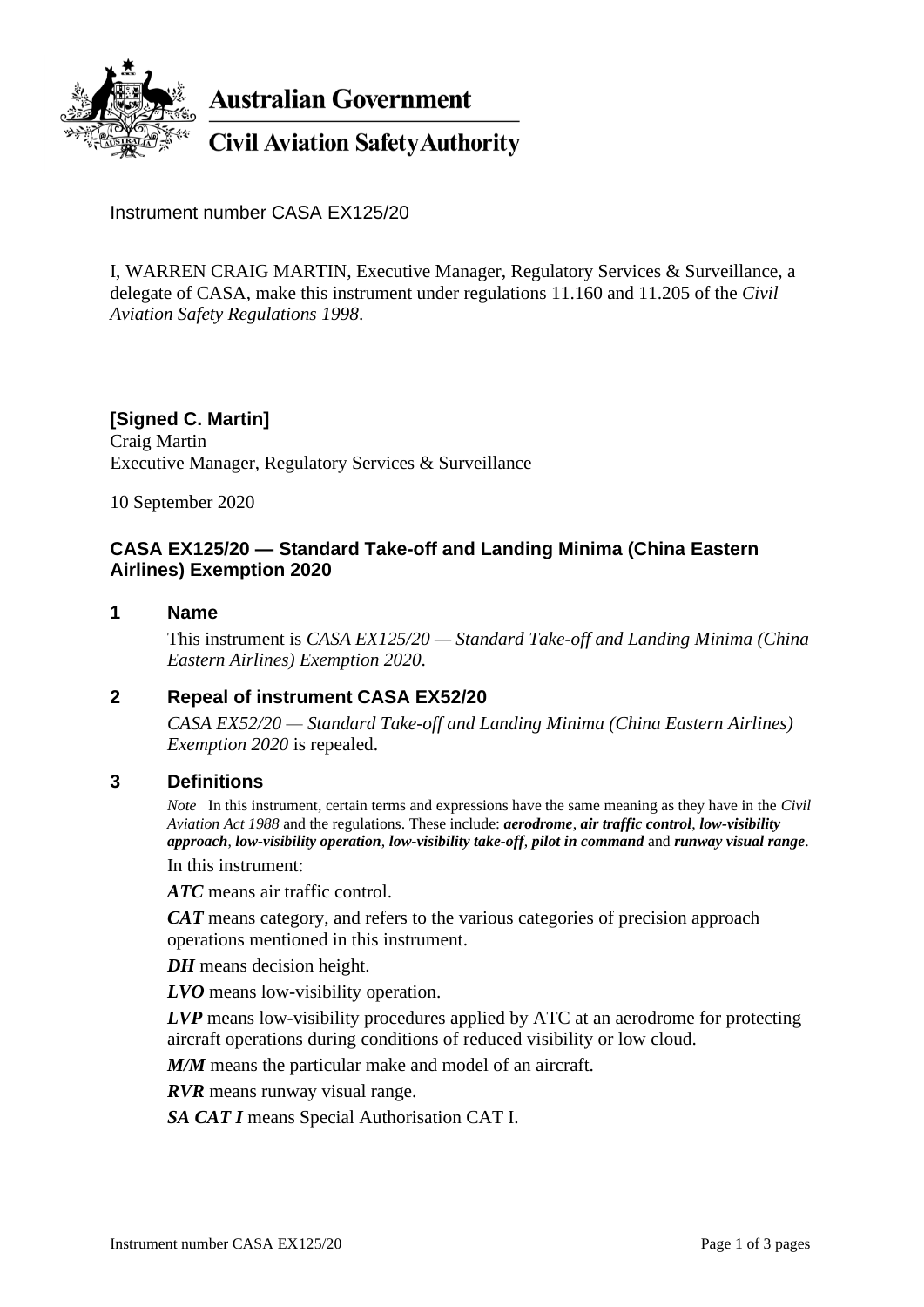Australian Government

Civil Aviation Safety Authority

Instrument number CASA EX125/20

I, WARREN CRAIG MARTIN, Executive Manager, Regulatory Services & Surveillance, a delegate of CASA, make this instrument under regulations 11.160 and 11.205 of the *Civil Aviation Safety Regulations 1998*.

**[Signed C. Martin]**
Craig Martin
Executive Manager, Regulatory Services & Surveillance

10 September 2020

## CASA EX125/20 — Standard Take-off and Landing Minima (China Eastern Airlines) Exemption 2020

### 1 Name

This instrument is *CASA EX125/20 — Standard Take-off and Landing Minima (China Eastern Airlines) Exemption 2020*.

### 2 Repeal of instrument CASA EX52/20

*CASA EX52/20 — Standard Take-off and Landing Minima (China Eastern Airlines) Exemption 2020* is repealed.

### 3 Definitions

*Note* In this instrument, certain terms and expressions have the same meaning as they have in the *Civil Aviation Act 1988* and the regulations. These include: ***aerodrome***, ***air traffic control***, ***low-visibility approach***, ***low-visibility operation***, ***low-visibility take-off***, ***pilot in command*** and ***runway visual range***.

In this instrument:

***ATC*** means air traffic control.

***CAT*** means category, and refers to the various categories of precision approach operations mentioned in this instrument.

***DH*** means decision height.

***LVO*** means low-visibility operation.

***LVP*** means low-visibility procedures applied by ATC at an aerodrome for protecting aircraft operations during conditions of reduced visibility or low cloud.

***M/M*** means the particular make and model of an aircraft.

***RVR*** means runway visual range.

***SA CAT I*** means Special Authorisation CAT I.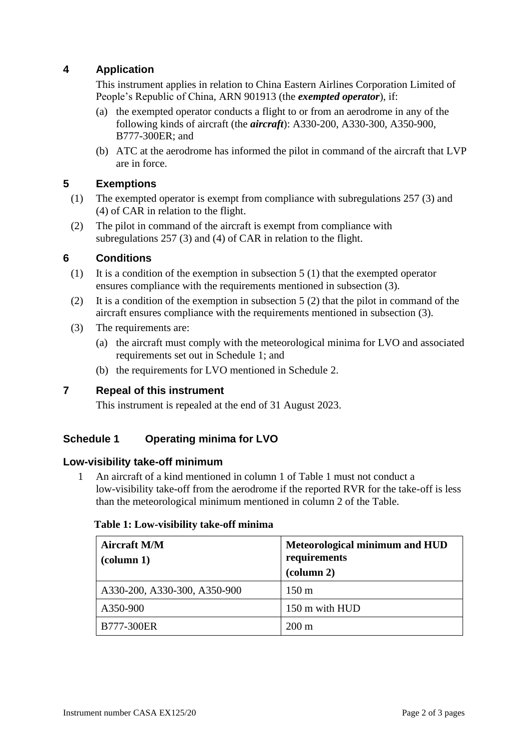## 4 Application

This instrument applies in relation to China Eastern Airlines Corporation Limited of People's Republic of China, ARN 901913 (the ***exempted operator***), if:

(a) the exempted operator conducts a flight to or from an aerodrome in any of the following kinds of aircraft (the ***aircraft***): A330-200, A330-300, A350-900, B777-300ER; and

(b) ATC at the aerodrome has informed the pilot in command of the aircraft that LVP are in force.

## 5 Exemptions

(1) The exempted operator is exempt from compliance with subregulations 257 (3) and (4) of CAR in relation to the flight.

(2) The pilot in command of the aircraft is exempt from compliance with subregulations 257 (3) and (4) of CAR in relation to the flight.

## 6 Conditions

(1) It is a condition of the exemption in subsection 5 (1) that the exempted operator ensures compliance with the requirements mentioned in subsection (3).

(2) It is a condition of the exemption in subsection 5 (2) that the pilot in command of the aircraft ensures compliance with the requirements mentioned in subsection (3).

(3) The requirements are:

(a) the aircraft must comply with the meteorological minima for LVO and associated requirements set out in Schedule 1; and

(b) the requirements for LVO mentioned in Schedule 2.

## 7 Repeal of this instrument

This instrument is repealed at the end of 31 August 2023.

## Schedule 1 Operating minima for LVO

### Low-visibility take-off minimum

1 An aircraft of a kind mentioned in column 1 of Table 1 must not conduct a low-visibility take-off from the aerodrome if the reported RVR for the take-off is less than the meteorological minimum mentioned in column 2 of the Table.

**Table 1: Low-visibility take-off minima**

| **Aircraft M/M (column 1)** | **Meteorological minimum and HUD requirements (column 2)** |
|---|---|
| A330-200, A330-300, A350-900 | 150 m |
| A350-900 | 150 m with HUD |
| B777-300ER | 200 m |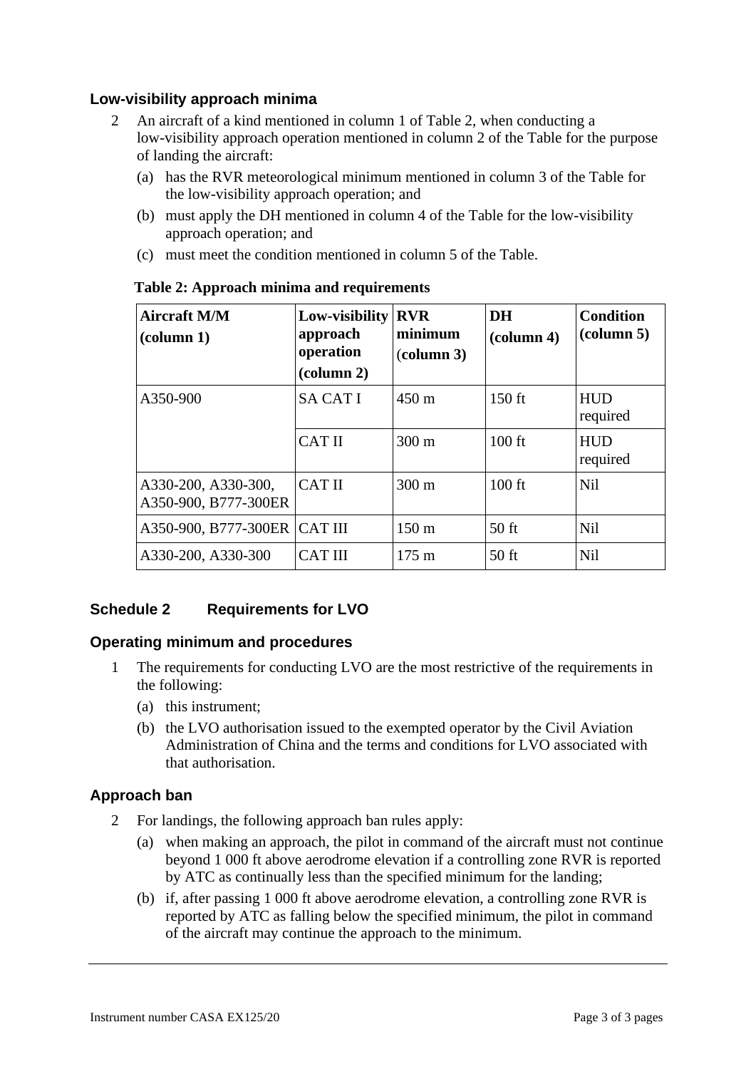### Low-visibility approach minima

2 An aircraft of a kind mentioned in column 1 of Table 2, when conducting a low-visibility approach operation mentioned in column 2 of the Table for the purpose of landing the aircraft:

(a) has the RVR meteorological minimum mentioned in column 3 of the Table for the low-visibility approach operation; and

(b) must apply the DH mentioned in column 4 of the Table for the low-visibility approach operation; and

(c) must meet the condition mentioned in column 5 of the Table.

**Table 2: Approach minima and requirements**

| **Aircraft M/M (column 1)** | **Low-visibility approach operation (column 2)** | **RVR minimum (column 3)** | **DH (column 4)** | **Condition (column 5)** |
|---|---|---|---|---|
| A350-900 | SA CAT I | 450 m | 150 ft | HUD required |
| | CAT II | 300 m | 100 ft | HUD required |
| A330-200, A330-300, A350-900, B777-300ER | CAT II | 300 m | 100 ft | Nil |
| A350-900, B777-300ER | CAT III | 150 m | 50 ft | Nil |
| A330-200, A330-300 | CAT III | 175 m | 50 ft | Nil |

## Schedule 2 Requirements for LVO

### Operating minimum and procedures

1 The requirements for conducting LVO are the most restrictive of the requirements in the following:

(a) this instrument;

(b) the LVO authorisation issued to the exempted operator by the Civil Aviation Administration of China and the terms and conditions for LVO associated with that authorisation.

### Approach ban

2 For landings, the following approach ban rules apply:

(a) when making an approach, the pilot in command of the aircraft must not continue beyond 1 000 ft above aerodrome elevation if a controlling zone RVR is reported by ATC as continually less than the specified minimum for the landing;

(b) if, after passing 1 000 ft above aerodrome elevation, a controlling zone RVR is reported by ATC as falling below the specified minimum, the pilot in command of the aircraft may continue the approach to the minimum.